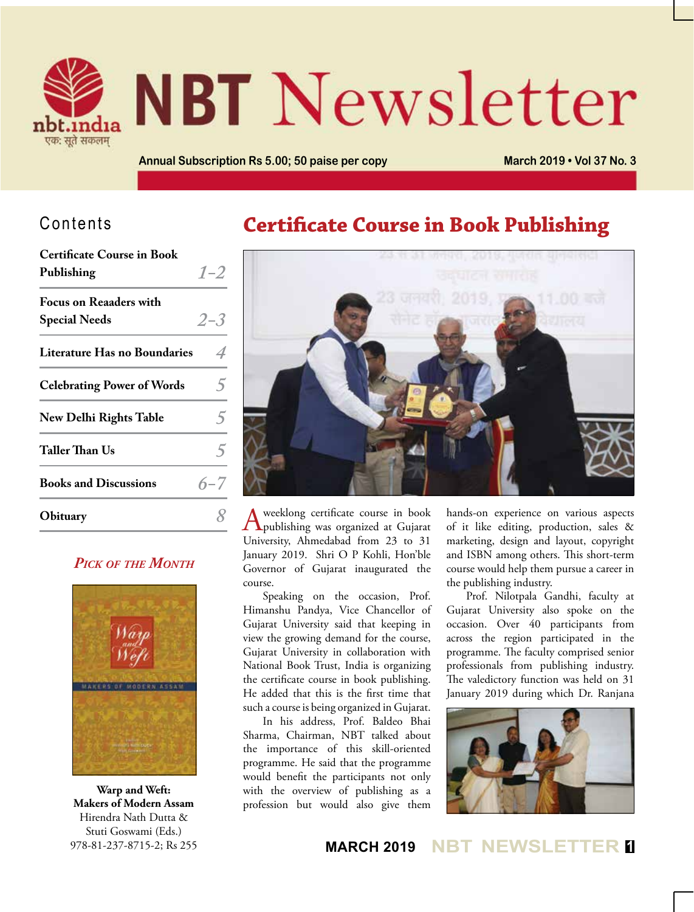# NBT Newsletter

Annual Subscription Rs 5.00; 50 paise per copy

March 2019 • Vol 37 No. 3

## Contents

| | |
|---|---|
| **Certificate Course in Book Publishing** | 1–2 |
| **Focus on Reaaders with Special Needs** | 2–3 |
| **Literature Has no Boundaries** | 4 |
| **Celebrating Power of Words** | 5 |
| **New Delhi Rights Table** | 5 |
| **Taller Than Us** | 5 |
| **Books and Discussions** | 6–7 |
| **Obituary** | 8 |

### *Pick of the Month*

**Warp and Weft: Makers of Modern Assam**
Hirendra Nath Dutta & Stuti Goswami (Eds.)
978-81-237-8715-2; Rs 255

# Certificate Course in Book Publishing

A weeklong certificate course in book publishing was organized at Gujarat University, Ahmedabad from 23 to 31 January 2019. Shri O P Kohli, Hon'ble Governor of Gujarat inaugurated the course.

Speaking on the occasion, Prof. Himanshu Pandya, Vice Chancellor of Gujarat University said that keeping in view the growing demand for the course, Gujarat University in collaboration with National Book Trust, India is organizing the certificate course in book publishing. He added that this is the first time that such a course is being organized in Gujarat.

In his address, Prof. Baldeo Bhai Sharma, Chairman, NBT talked about the importance of this skill-oriented programme. He said that the programme would benefit the participants not only with the overview of publishing as a profession but would also give them hands-on experience on various aspects of it like editing, production, sales & marketing, design and layout, copyright and ISBN among others. This short-term course would help them pursue a career in the publishing industry.

Prof. Nilotpala Gandhi, faculty at Gujarat University also spoke on the occasion. Over 40 participants from across the region participated in the programme. The faculty comprised senior professionals from publishing industry. The valedictory function was held on 31 January 2019 during which Dr. Ranjana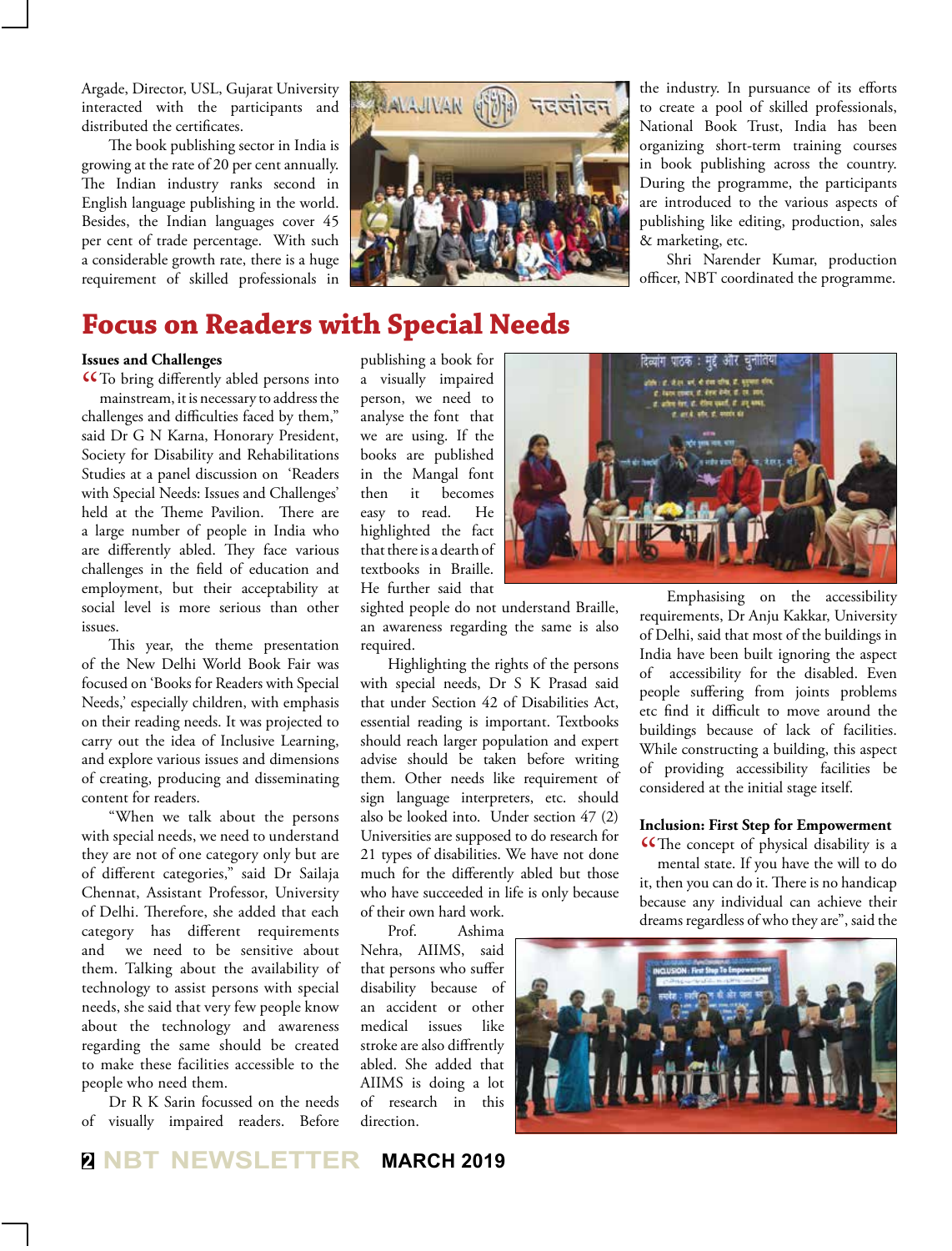Argade, Director, USL, Gujarat University interacted with the participants and distributed the certificates.

The book publishing sector in India is growing at the rate of 20 per cent annually. The Indian industry ranks second in English language publishing in the world. Besides, the Indian languages cover 45 per cent of trade percentage. With such a considerable growth rate, there is a huge requirement of skilled professionals in the industry. In pursuance of its efforts to create a pool of skilled professionals, National Book Trust, India has been organizing short-term training courses in book publishing across the country. During the programme, the participants are introduced to the various aspects of publishing like editing, production, sales & marketing, etc.

Shri Narender Kumar, production officer, NBT coordinated the programme.

# Focus on Readers with Special Needs

**Issues and Challenges**

"To bring differently abled persons into mainstream, it is necessary to address the challenges and difficulties faced by them," said Dr G N Karna, Honorary President, Society for Disability and Rehabilitations Studies at a panel discussion on 'Readers with Special Needs: Issues and Challenges' held at the Theme Pavilion. There are a large number of people in India who are differently abled. They face various challenges in the field of education and employment, but their acceptability at social level is more serious than other issues.

This year, the theme presentation of the New Delhi World Book Fair was focused on 'Books for Readers with Special Needs,' especially children, with emphasis on their reading needs. It was projected to carry out the idea of Inclusive Learning, and explore various issues and dimensions of creating, producing and disseminating content for readers.

"When we talk about the persons with special needs, we need to understand they are not of one category only but are of different categories," said Dr Sailaja Chennat, Assistant Professor, University of Delhi. Therefore, she added that each category has different requirements and we need to be sensitive about them. Talking about the availability of technology to assist persons with special needs, she said that very few people know about the technology and awareness regarding the same should be created to make these facilities accessible to the people who need them.

Dr R K Sarin focussed on the needs of visually impaired readers. Before publishing a book for a visually impaired person, we need to analyse the font that we are using. If the books are published in the Mangal font then it becomes easy to read. He highlighted the fact that there is a dearth of textbooks in Braille. He further said that sighted people do not understand Braille, an awareness regarding the same is also required.

Highlighting the rights of the persons with special needs, Dr S K Prasad said that under Section 42 of Disabilities Act, essential reading is important. Textbooks should reach larger population and expert advise should be taken before writing them. Other needs like requirement of sign language interpreters, etc. should also be looked into. Under section 47 (2) Universities are supposed to do research for 21 types of disabilities. We have not done much for the differently abled but those who have succeeded in life is only because of their own hard work.

Prof. Ashima Nehra, AIIMS, said that persons who suffer disability because of an accident or other medical issues like stroke are also diffrently abled. She added that AIIMS is doing a lot of research in this direction.

Emphasising on the accessibility requirements, Dr Anju Kakkar, University of Delhi, said that most of the buildings in India have been built ignoring the aspect of accessibility for the disabled. Even people suffering from joints problems etc find it difficult to move around the buildings because of lack of facilities. While constructing a building, this aspect of providing accessibility facilities be considered at the initial stage itself.

**Inclusion: First Step for Empowerment**

"The concept of physical disability is a mental state. If you have the will to do it, then you can do it. There is no handicap because any individual can achieve their dreams regardless of who they are", said the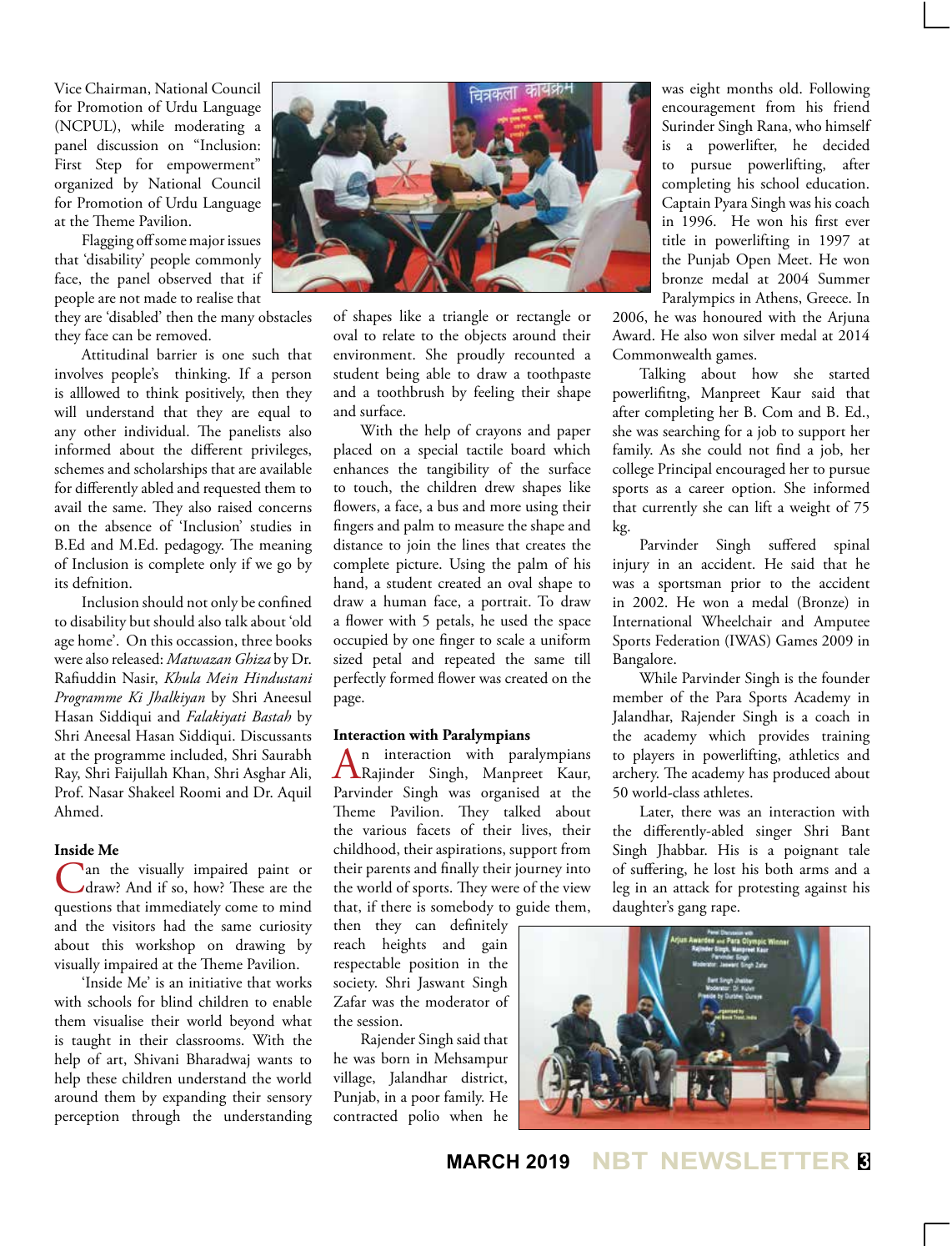Vice Chairman, National Council for Promotion of Urdu Language (NCPUL), while moderating a panel discussion on "Inclusion: First Step for empowerment" organized by National Council for Promotion of Urdu Language at the Theme Pavilion.

Flagging off some major issues that 'disability' people commonly face, the panel observed that if people are not made to realise that they are 'disabled' then the many obstacles they face can be removed.

Attitudinal barrier is one such that involves people's thinking. If a person is alllowed to think positively, then they will understand that they are equal to any other individual. The panelists also informed about the different privileges, schemes and scholarships that are available for differently abled and requested them to avail the same. They also raised concerns on the absence of 'Inclusion' studies in B.Ed and M.Ed. pedagogy. The meaning of Inclusion is complete only if we go by its defnition.

Inclusion should not only be confined to disability but should also talk about 'old age home'. On this occassion, three books were also released: *Matwazan Ghiza* by Dr. Rafiuddin Nasir, *Khula Mein Hindustani Programme Ki Jhalkiyan* by Shri Aneesul Hasan Siddiqui and *Falakiyati Bastah* by Shri Aneesal Hasan Siddiqui. Discussants at the programme included, Shri Saurabh Ray, Shri Faijullah Khan, Shri Asghar Ali, Prof. Nasar Shakeel Roomi and Dr. Aquil Ahmed.

## Inside Me

Can the visually impaired paint or draw? And if so, how? These are the questions that immediately come to mind and the visitors had the same curiosity about this workshop on drawing by visually impaired at the Theme Pavilion.

'Inside Me' is an initiative that works with schools for blind children to enable them visualise their world beyond what is taught in their classrooms. With the help of art, Shivani Bharadwaj wants to help these children understand the world around them by expanding their sensory perception through the understanding of shapes like a triangle or rectangle or oval to relate to the objects around their environment. She proudly recounted a student being able to draw a toothpaste and a toothbrush by feeling their shape and surface.

With the help of crayons and paper placed on a special tactile board which enhances the tangibility of the surface to touch, the children drew shapes like flowers, a face, a bus and more using their fingers and palm to measure the shape and distance to join the lines that creates the complete picture. Using the palm of his hand, a student created an oval shape to draw a human face, a portrait. To draw a flower with 5 petals, he used the space occupied by one finger to scale a uniform sized petal and repeated the same till perfectly formed flower was created on the page.

## Interaction with Paralympians

An interaction with paralympians Rajinder Singh, Manpreet Kaur, Parvinder Singh was organised at the Theme Pavilion. They talked about the various facets of their lives, their childhood, their aspirations, support from their parents and finally their journey into the world of sports. They were of the view that, if there is somebody to guide them, then they can definitely reach heights and gain respectable position in the society. Shri Jaswant Singh Zafar was the moderator of the session.

Rajender Singh said that he was born in Mehsampur village, Jalandhar district, Punjab, in a poor family. He contracted polio when he was eight months old. Following encouragement from his friend Surinder Singh Rana, who himself is a powerlifter, he decided to pursue powerlifting, after completing his school education. Captain Pyara Singh was his coach in 1996. He won his first ever title in powerlifting in 1997 at the Punjab Open Meet. He won bronze medal at 2004 Summer Paralympics in Athens, Greece. In 2006, he was honoured with the Arjuna Award. He also won silver medal at 2014 Commonwealth games.

Talking about how she started powerlifitng, Manpreet Kaur said that after completing her B. Com and B. Ed., she was searching for a job to support her family. As she could not find a job, her college Principal encouraged her to pursue sports as a career option. She informed that currently she can lift a weight of 75 kg.

Parvinder Singh suffered spinal injury in an accident. He said that he was a sportsman prior to the accident in 2002. He won a medal (Bronze) in International Wheelchair and Amputee Sports Federation (IWAS) Games 2009 in Bangalore.

While Parvinder Singh is the founder member of the Para Sports Academy in Jalandhar, Rajender Singh is a coach in the academy which provides training to players in powerlifting, athletics and archery. The academy has produced about 50 world-class athletes.

Later, there was an interaction with the differently-abled singer Shri Bant Singh Jhabbar. His is a poignant tale of suffering, he lost his both arms and a leg in an attack for protesting against his daughter's gang rape.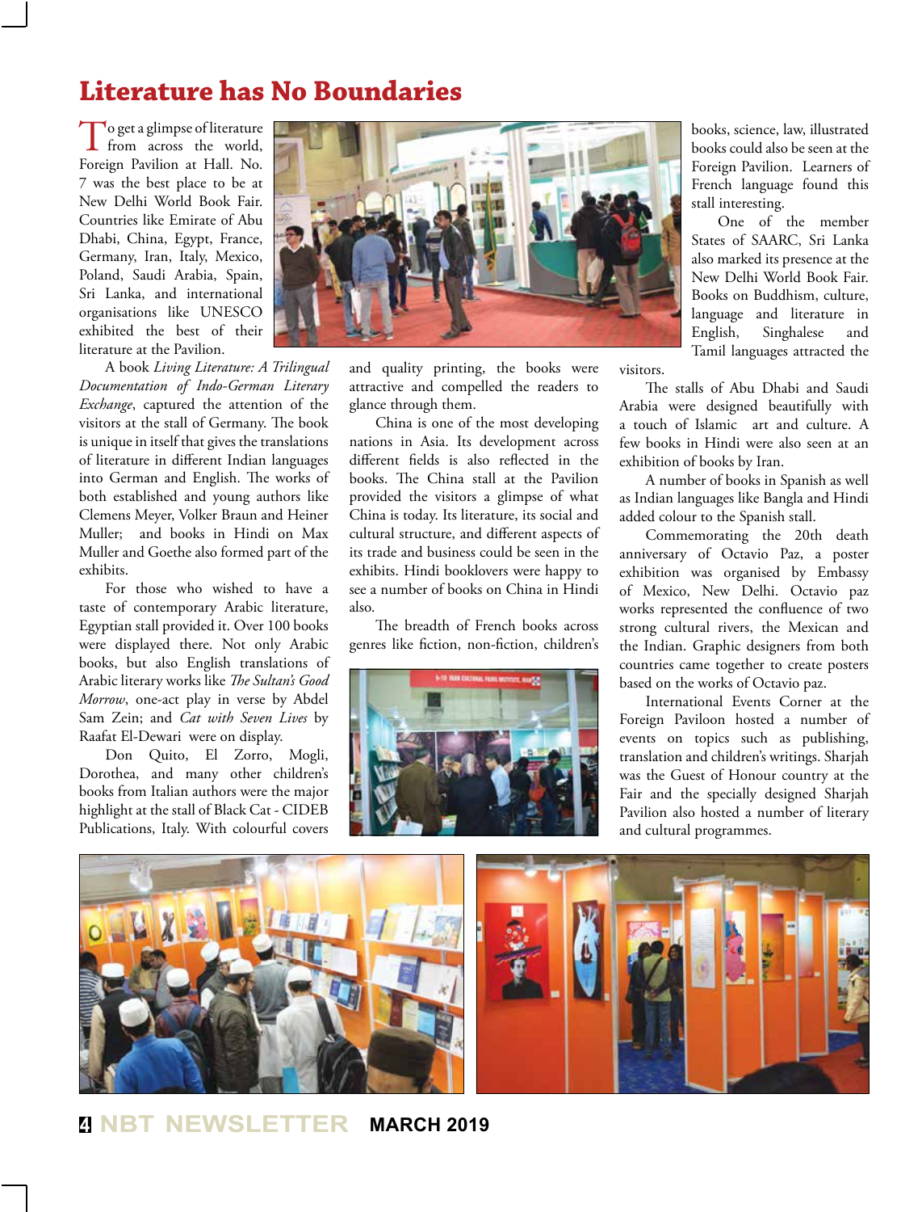# Literature has No Boundaries

To get a glimpse of literature from across the world, Foreign Pavilion at Hall. No. 7 was the best place to be at New Delhi World Book Fair. Countries like Emirate of Abu Dhabi, China, Egypt, France, Germany, Iran, Italy, Mexico, Poland, Saudi Arabia, Spain, Sri Lanka, and international organisations like UNESCO exhibited the best of their literature at the Pavilion.

A book *Living Literature: A Trilingual Documentation of Indo-German Literary Exchange*, captured the attention of the visitors at the stall of Germany. The book is unique in itself that gives the translations of literature in different Indian languages into German and English. The works of both established and young authors like Clemens Meyer, Volker Braun and Heiner Muller; and books in Hindi on Max Muller and Goethe also formed part of the exhibits.

For those who wished to have a taste of contemporary Arabic literature, Egyptian stall provided it. Over 100 books were displayed there. Not only Arabic books, but also English translations of Arabic literary works like *The Sultan's Good Morrow*, one-act play in verse by Abdel Sam Zein; and *Cat with Seven Lives* by Raafat El-Dewari were on display.

Don Quito, El Zorro, Mogli, Dorothea, and many other children's books from Italian authors were the major highlight at the stall of Black Cat - CIDEB Publications, Italy. With colourful covers and quality printing, the books were attractive and compelled the readers to glance through them.

China is one of the most developing nations in Asia. Its development across different fields is also reflected in the books. The China stall at the Pavilion provided the visitors a glimpse of what China is today. Its literature, its social and cultural structure, and different aspects of its trade and business could be seen in the exhibits. Hindi booklovers were happy to see a number of books on China in Hindi also.

The breadth of French books across genres like fiction, non-fiction, children's books, science, law, illustrated books could also be seen at the Foreign Pavilion. Learners of French language found this stall interesting.

One of the member States of SAARC, Sri Lanka also marked its presence at the New Delhi World Book Fair. Books on Buddhism, culture, language and literature in English, Singhalese and Tamil languages attracted the visitors.

The stalls of Abu Dhabi and Saudi Arabia were designed beautifully with a touch of Islamic art and culture. A few books in Hindi were also seen at an exhibition of books by Iran.

A number of books in Spanish as well as Indian languages like Bangla and Hindi added colour to the Spanish stall.

Commemorating the 20th death anniversary of Octavio Paz, a poster exhibition was organised by Embassy of Mexico, New Delhi. Octavio paz works represented the confluence of two strong cultural rivers, the Mexican and the Indian. Graphic designers from both countries came together to create posters based on the works of Octavio paz.

International Events Corner at the Foreign Pavilion hosted a number of events on topics such as publishing, translation and children's writings. Sharjah was the Guest of Honour country at the Fair and the specially designed Sharjah Pavilion also hosted a number of literary and cultural programmes.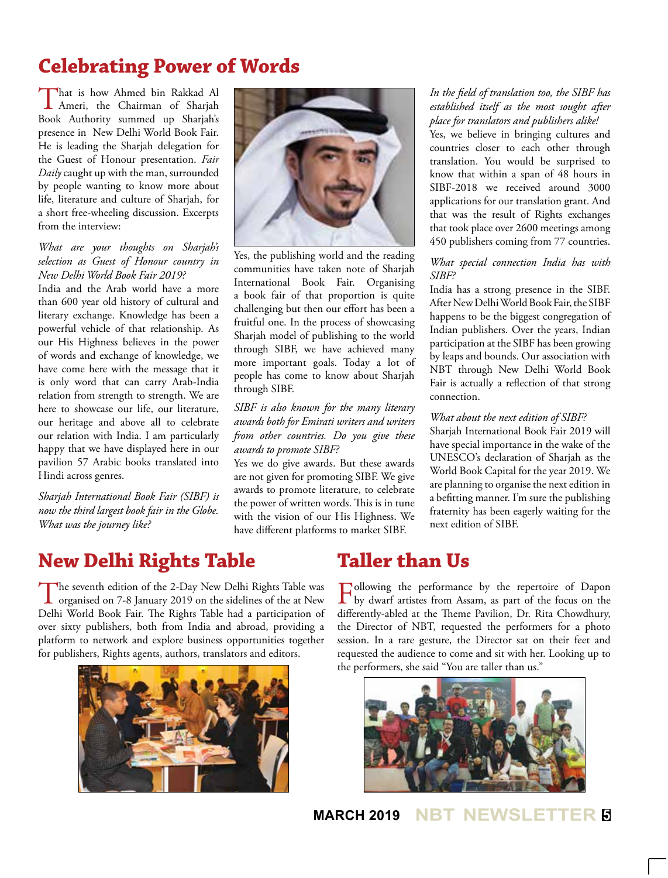# Celebrating Power of Words

That is how Ahmed bin Rakkad Al Ameri, the Chairman of Sharjah Book Authority summed up Sharjah's presence in New Delhi World Book Fair. He is leading the Sharjah delegation for the Guest of Honour presentation. *Fair Daily* caught up with the man, surrounded by people wanting to know more about life, literature and culture of Sharjah, for a short free-wheeling discussion. Excerpts from the interview:

*What are your thoughts on Sharjah's selection as Guest of Honour country in New Delhi World Book Fair 2019?*

India and the Arab world have a more than 600 year old history of cultural and literary exchange. Knowledge has been a powerful vehicle of that relationship. As our His Highness believes in the power of words and exchange of knowledge, we have come here with the message that it is only word that can carry Arab-India relation from strength to strength. We are here to showcase our life, our literature, our heritage and above all to celebrate our relation with India. I am particularly happy that we have displayed here in our pavilion 57 Arabic books translated into Hindi across genres.

*Sharjah International Book Fair (SIBF) is now the third largest book fair in the Globe. What was the journey like?*

Yes, the publishing world and the reading communities have taken note of Sharjah International Book Fair. Organising a book fair of that proportion is quite challenging but then our effort has been a fruitful one. In the process of showcasing Sharjah model of publishing to the world through SIBF, we have achieved many more important goals. Today a lot of people has come to know about Sharjah through SIBF.

*SIBF is also known for the many literary awards both for Emirati writers and writers from other countries. Do you give these awards to promote SIBF?*

Yes we do give awards. But these awards are not given for promoting SIBF. We give awards to promote literature, to celebrate the power of written words. This is in tune with the vision of our His Highness. We have different platforms to market SIBF.

*In the field of translation too, the SIBF has established itself as the most sought after place for translators and publishers alike!*

Yes, we believe in bringing cultures and countries closer to each other through translation. You would be surprised to know that within a span of 48 hours in SIBF-2018 we received around 3000 applications for our translation grant. And that was the result of Rights exchanges that took place over 2600 meetings among 450 publishers coming from 77 countries.

*What special connection India has with SIBF?*

India has a strong presence in the SIBF. After New Delhi World Book Fair, the SIBF happens to be the biggest congregation of Indian publishers. Over the years, Indian participation at the SIBF has been growing by leaps and bounds. Our association with NBT through New Delhi World Book Fair is actually a reflection of that strong connection.

*What about the next edition of SIBF?*

Sharjah International Book Fair 2019 will have special importance in the wake of the UNESCO's declaration of Sharjah as the World Book Capital for the year 2019. We are planning to organise the next edition in a befitting manner. I'm sure the publishing fraternity has been eagerly waiting for the next edition of SIBF.

# New Delhi Rights Table

The seventh edition of the 2-Day New Delhi Rights Table was organised on 7-8 January 2019 on the sidelines of the at New Delhi World Book Fair. The Rights Table had a participation of over sixty publishers, both from India and abroad, providing a platform to network and explore business opportunities together for publishers, Rights agents, authors, translators and editors.

# Taller than Us

Following the performance by the repertoire of Dapon by dwarf artistes from Assam, as part of the focus on the differently-abled at the Theme Pavilion, Dr. Rita Chowdhury, the Director of NBT, requested the performers for a photo session. In a rare gesture, the Director sat on their feet and requested the audience to come and sit with her. Looking up to the performers, she said "You are taller than us."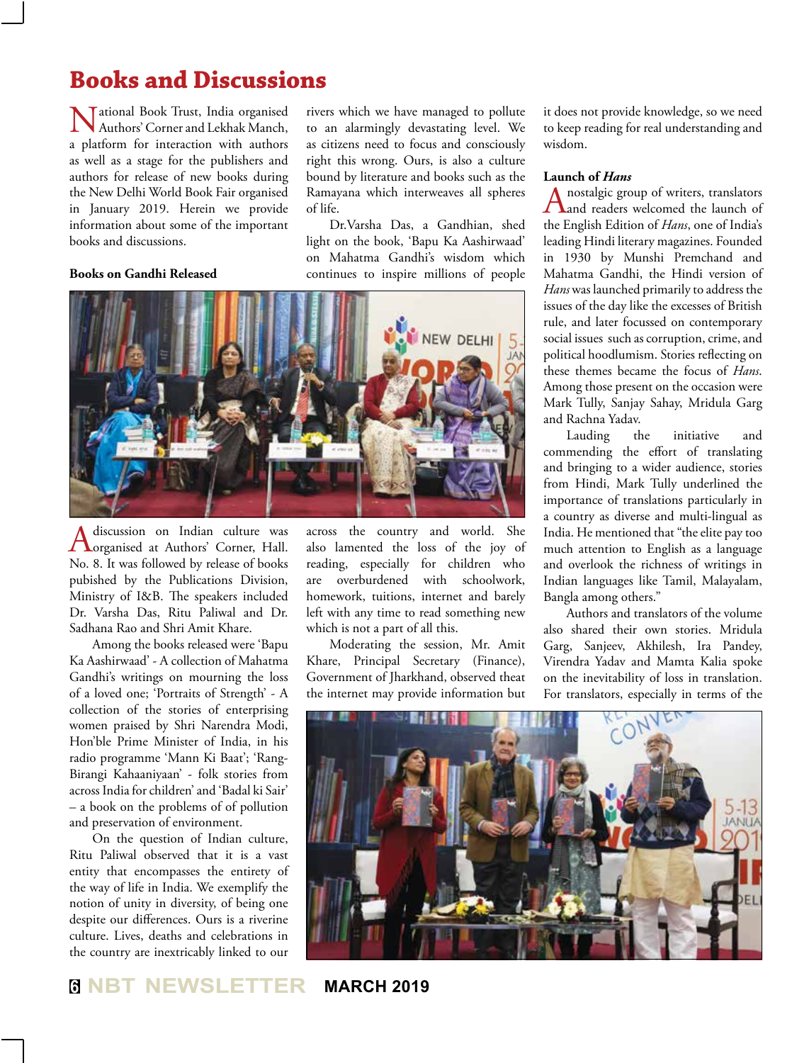# Books and Discussions

National Book Trust, India organised Authors' Corner and Lekhak Manch, a platform for interaction with authors as well as a stage for the publishers and authors for release of new books during the New Delhi World Book Fair organised in January 2019. Herein we provide information about some of the important books and discussions.

### Books on Gandhi Released

A discussion on Indian culture was organised at Authors' Corner, Hall. No. 8. It was followed by release of books pubished by the Publications Division, Ministry of I&B. The speakers included Dr. Varsha Das, Ritu Paliwal and Dr. Sadhana Rao and Shri Amit Khare.

Among the books released were 'Bapu Ka Aashirwaad' - A collection of Mahatma Gandhi's writings on mourning the loss of a loved one; 'Portraits of Strength' - A collection of the stories of enterprising women praised by Shri Narendra Modi, Hon'ble Prime Minister of India, in his radio programme 'Mann Ki Baat'; 'Rang-Birangi Kahaaniyaan' - folk stories from across India for children' and 'Badal ki Sair' – a book on the problems of of pollution and preservation of environment.

On the question of Indian culture, Ritu Paliwal observed that it is a vast entity that encompasses the entirety of the way of life in India. We exemplify the notion of unity in diversity, of being one despite our differences. Ours is a riverine culture. Lives, deaths and celebrations in the country are inextricably linked to our rivers which we have managed to pollute to an alarmingly devastating level. We as citizens need to focus and consciously right this wrong. Ours, is also a culture bound by literature and books such as the Ramayana which interweaves all spheres of life.

Dr.Varsha Das, a Gandhian, shed light on the book, 'Bapu Ka Aashirwaad' on Mahatma Gandhi's wisdom which continues to inspire millions of people across the country and world. She also lamented the loss of the joy of reading, especially for children who are overburdened with schoolwork, homework, tuitions, internet and barely left with any time to read something new which is not a part of all this.

Moderating the session, Mr. Amit Khare, Principal Secretary (Finance), Government of Jharkhand, observed theat the internet may provide information but it does not provide knowledge, so we need to keep reading for real understanding and wisdom.

### Launch of *Hans*

A nostalgic group of writers, translators and readers welcomed the launch of the English Edition of *Hans*, one of India's leading Hindi literary magazines. Founded in 1930 by Munshi Premchand and Mahatma Gandhi, the Hindi version of *Hans* was launched primarily to address the issues of the day like the excesses of British rule, and later focussed on contemporary social issues such as corruption, crime, and political hoodlumism. Stories reflecting on these themes became the focus of *Hans*. Among those present on the occasion were Mark Tully, Sanjay Sahay, Mridula Garg and Rachna Yadav.

Lauding the initiative and commending the effort of translating and bringing to a wider audience, stories from Hindi, Mark Tully underlined the importance of translations particularly in a country as diverse and multi-lingual as India. He mentioned that "the elite pay too much attention to English as a language and overlook the richness of writings in Indian languages like Tamil, Malayalam, Bangla among others."

Authors and translators of the volume also shared their own stories. Mridula Garg, Sanjeev, Akhilesh, Ira Pandey, Virendra Yadav and Mamta Kalia spoke on the inevitability of loss in translation. For translators, especially in terms of the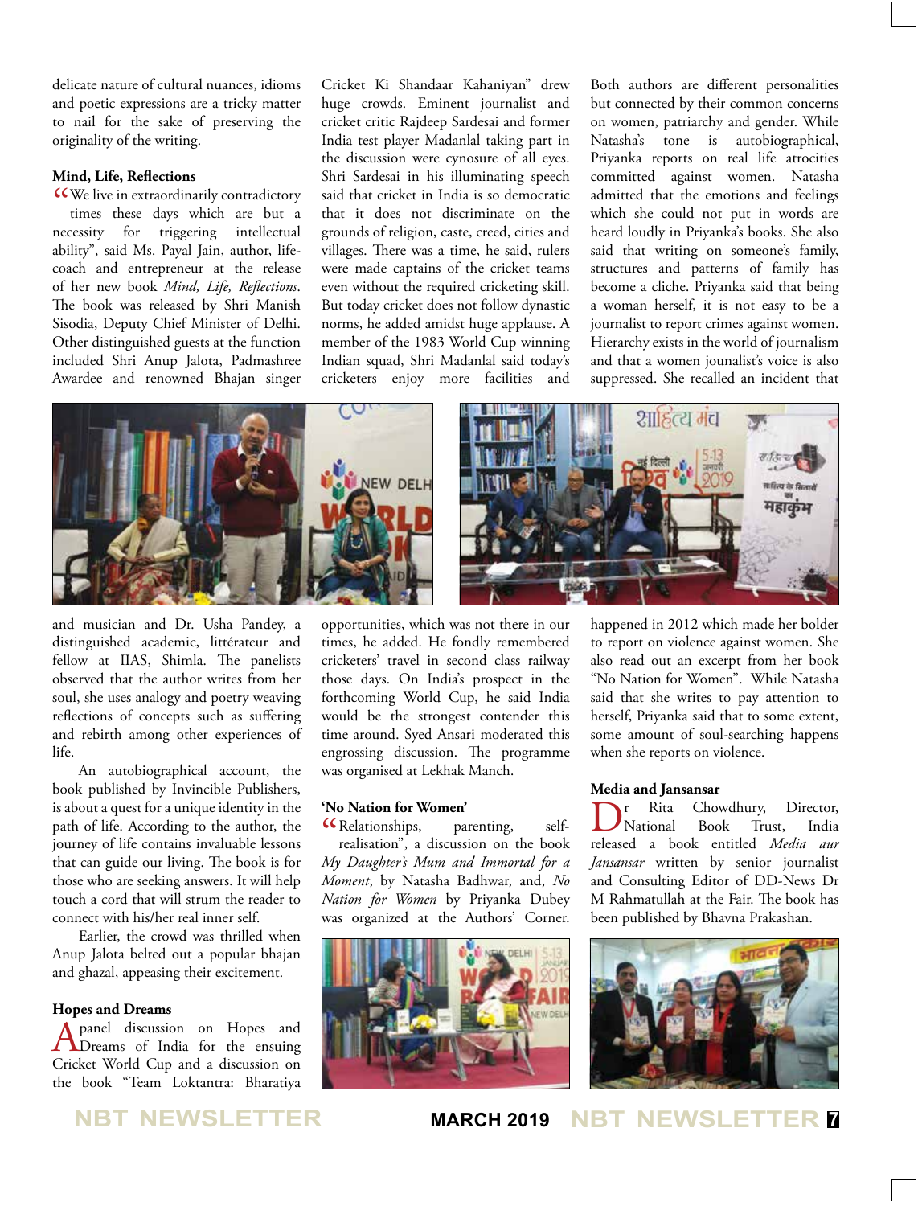delicate nature of cultural nuances, idioms and poetic expressions are a tricky matter to nail for the sake of preserving the originality of the writing.

### Mind, Life, Reflections

"We live in extraordinarily contradictory times these days which are but a necessity for triggering intellectual ability", said Ms. Payal Jain, author, life-coach and entrepreneur at the release of her new book *Mind, Life, Reflections*. The book was released by Shri Manish Sisodia, Deputy Chief Minister of Delhi. Other distinguished guests at the function included Shri Anup Jalota, Padmashree Awardee and renowned Bhajan singer and musician and Dr. Usha Pandey, a distinguished academic, littérateur and fellow at IIAS, Shimla. The panelists observed that the author writes from her soul, she uses analogy and poetry weaving reflections of concepts such as suffering and rebirth among other experiences of life.

An autobiographical account, the book published by Invincible Publishers, is about a quest for a unique identity in the path of life. According to the author, the journey of life contains invaluable lessons that can guide our living. The book is for those who are seeking answers. It will help touch a cord that will strum the reader to connect with his/her real inner self.

Earlier, the crowd was thrilled when Anup Jalota belted out a popular bhajan and ghazal, appeasing their excitement.

### Hopes and Dreams

A panel discussion on Hopes and Dreams of India for the ensuing Cricket World Cup and a discussion on the book "Team Loktantra: Bharatiya Cricket Ki Shandaar Kahaniyan" drew huge crowds. Eminent journalist and cricket critic Rajdeep Sardesai and former India test player Madanlal taking part in the discussion were cynosure of all eyes. Shri Sardesai in his illuminating speech said that cricket in India is so democratic that it does not discriminate on the grounds of religion, caste, creed, cities and villages. There was a time, he said, rulers were made captains of the cricket teams even without the required cricketing skill. But today cricket does not follow dynastic norms, he added amidst huge applause. A member of the 1983 World Cup winning Indian squad, Shri Madanlal said today's cricketers enjoy more facilities and opportunities, which was not there in our times, he added. He fondly remembered cricketers' travel in second class railway those days. On India's prospect in the forthcoming World Cup, he said India would be the strongest contender this time around. Syed Ansari moderated this engrossing discussion. The programme was organised at Lekhak Manch.

### 'No Nation for Women'

"Relationships, parenting, self-realisation", a discussion on the book *My Daughter's Mum and Immortal for a Moment*, by Natasha Badhwar, and, *No Nation for Women* by Priyanka Dubey was organized at the Authors' Corner. Both authors are different personalities but connected by their common concerns on women, patriarchy and gender. While Natasha's tone is autobiographical, Priyanka reports on real life atrocities committed against women. Natasha admitted that the emotions and feelings which she could not put in words are heard loudly in Priyanka's books. She also said that writing on someone's family, structures and patterns of family has become a cliche. Priyanka said that being a woman herself, it is not easy to be a journalist to report crimes against women. Hierarchy exists in the world of journalism and that a women jounalist's voice is also suppressed. She recalled an incident that happened in 2012 which made her bolder to report on violence against women. She also read out an excerpt from her book "No Nation for Women". While Natasha said that she writes to pay attention to herself, Priyanka said that to some extent, some amount of soul-searching happens when she reports on violence.

### Media and Jansansar

Dr Rita Chowdhury, Director, National Book Trust, India released a book entitled *Media aur Jansansar* written by senior journalist and Consulting Editor of DD-News Dr M Rahmatullah at the Fair. The book has been published by Bhavna Prakashan.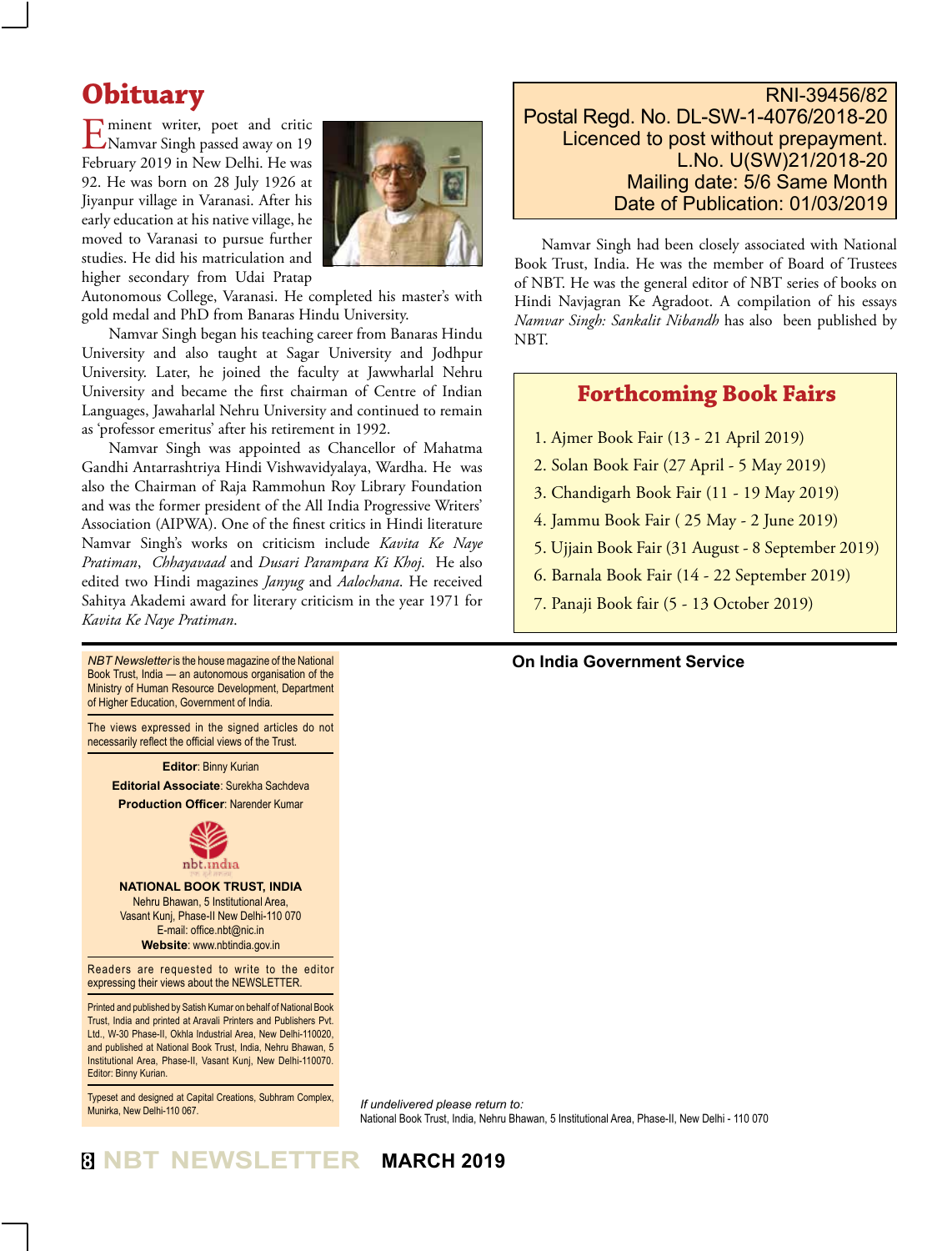# Obituary

Eminent writer, poet and critic Namvar Singh passed away on 19 February 2019 in New Delhi. He was 92. He was born on 28 July 1926 at Jiyanpur village in Varanasi. After his early education at his native village, he moved to Varanasi to pursue further studies. He did his matriculation and higher secondary from Udai Pratap Autonomous College, Varanasi. He completed his master's with gold medal and PhD from Banaras Hindu University.

Namvar Singh began his teaching career from Banaras Hindu University and also taught at Sagar University and Jodhpur University. Later, he joined the faculty at Jawwharlal Nehru University and became the first chairman of Centre of Indian Languages, Jawaharlal Nehru University and continued to remain as 'professor emeritus' after his retirement in 1992.

Namvar Singh was appointed as Chancellor of Mahatma Gandhi Antarrashtriya Hindi Vishwavidyalaya, Wardha. He was also the Chairman of Raja Rammohun Roy Library Foundation and was the former president of the All India Progressive Writers' Association (AIPWA). One of the finest critics in Hindi literature Namvar Singh's works on criticism include *Kavita Ke Naye Pratiman*, *Chhayavaad* and *Dusari Parampara Ki Khoj*. He also edited two Hindi magazines *Janyug* and *Aalochana*. He received Sahitya Akademi award for literary criticism in the year 1971 for *Kavita Ke Naye Pratiman*.

Namvar Singh had been closely associated with National Book Trust, India. He was the member of Board of Trustees of NBT. He was the general editor of NBT series of books on Hindi Navjagran Ke Agradoot. A compilation of his essays *Namvar Singh: Sankalit Nibandh* has also been published by NBT.

RNI-39456/82
Postal Regd. No. DL-SW-1-4076/2018-20
Licenced to post without prepayment.
L.No. U(SW)21/2018-20
Mailing date: 5/6 Same Month
Date of Publication: 01/03/2019

## Forthcoming Book Fairs

1. Ajmer Book Fair (13 - 21 April 2019)
2. Solan Book Fair (27 April - 5 May 2019)
3. Chandigarh Book Fair (11 - 19 May 2019)
4. Jammu Book Fair ( 25 May - 2 June 2019)
5. Ujjain Book Fair (31 August - 8 September 2019)
6. Barnala Book Fair (14 - 22 September 2019)
7. Panaji Book fair (5 - 13 October 2019)

---

*NBT Newsletter* is the house magazine of the National Book Trust, India — an autonomous organisation of the Ministry of Human Resource Development, Department of Higher Education, Government of India.

The views expressed in the signed articles do not necessarily reflect the official views of the Trust.

**Editor**: Binny Kurian
**Editorial Associate**: Surekha Sachdeva
**Production Officer**: Narender Kumar

nbt.india

**NATIONAL BOOK TRUST, INDIA**
Nehru Bhawan, 5 Institutional Area,
Vasant Kunj, Phase-II New Delhi-110 070
E-mail: office.nbt@nic.in
**Website**: www.nbtindia.gov.in

Readers are requested to write to the editor expressing their views about the NEWSLETTER.

Printed and published by Satish Kumar on behalf of National Book Trust, India and printed at Aravali Printers and Publishers Pvt. Ltd., W-30 Phase-II, Okhla Industrial Area, New Delhi-110020, and published at National Book Trust, India, Nehru Bhawan, 5 Institutional Area, Phase-II, Vasant Kunj, New Delhi-110070. Editor: Binny Kurian.

Typeset and designed at Capital Creations, Subhram Complex, Munirka, New Delhi-110 067.

**On India Government Service**

*If undelivered please return to:*
National Book Trust, India, Nehru Bhawan, 5 Institutional Area, Phase-II, New Delhi - 110 070